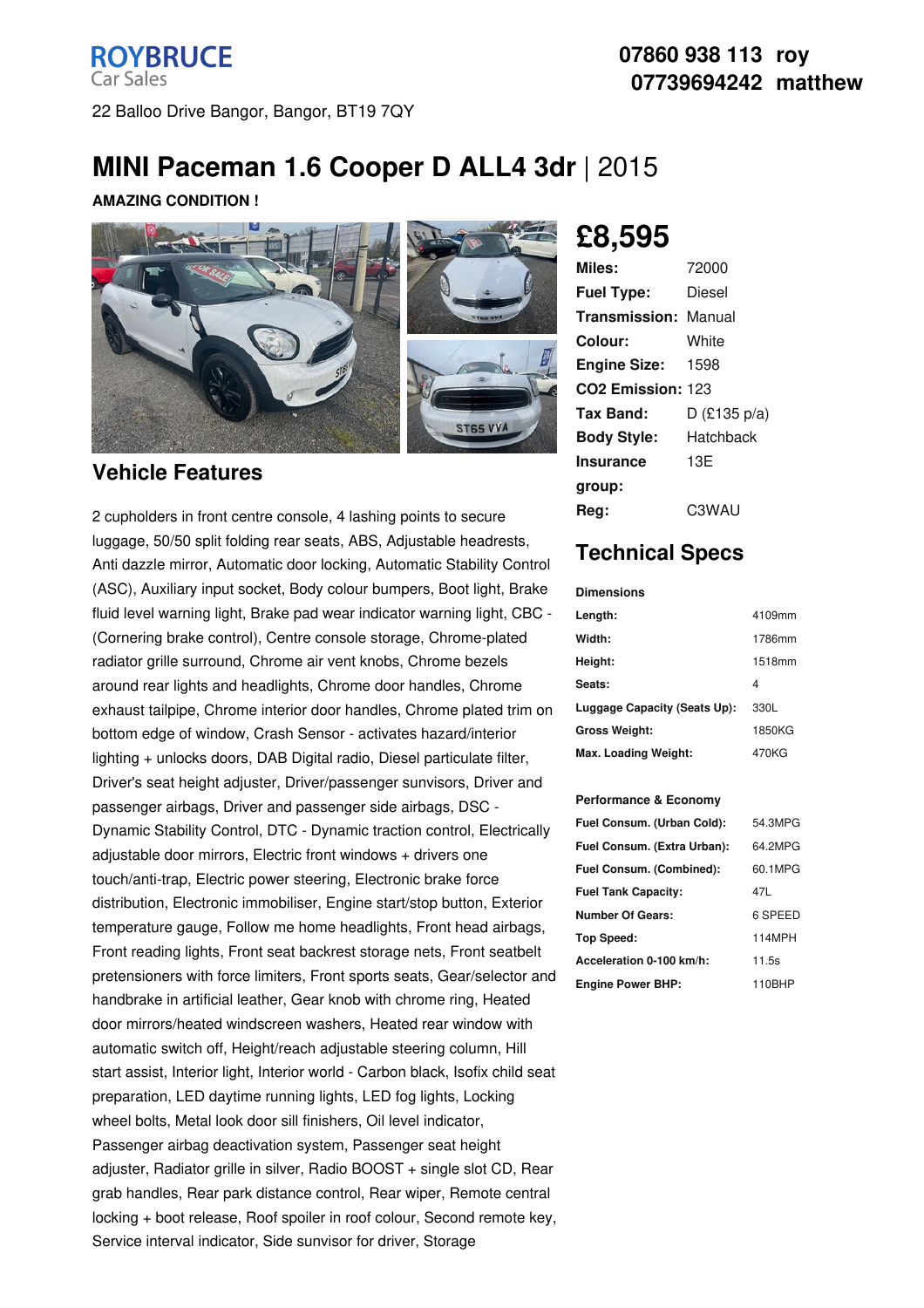**ROYBRUCE** Car Sales

22 Balloo Drive Bangor, Bangor, BT19 7QY

07860 938 113 roy
07739694242 matthew

# MINI Paceman 1.6 Cooper D ALL4 3dr | 2015

**AMAZING CONDITION !**

## £8,595

| | |
|---|---|
| **Miles:** | 72000 |
| **Fuel Type:** | Diesel |
| **Transmission:** | Manual |
| **Colour:** | White |
| **Engine Size:** | 1598 |
| **CO2 Emission:** | 123 |
| **Tax Band:** | D (£135 p/a) |
| **Body Style:** | Hatchback |
| **Insurance group:** | 13E |
| **Reg:** | C3WAU |

## Technical Specs

**Dimensions**

| | |
|---|---|
| **Length:** | 4109mm |
| **Width:** | 1786mm |
| **Height:** | 1518mm |
| **Seats:** | 4 |
| **Luggage Capacity (Seats Up):** | 330L |
| **Gross Weight:** | 1850KG |
| **Max. Loading Weight:** | 470KG |

**Performance & Economy**

| | |
|---|---|
| **Fuel Consum. (Urban Cold):** | 54.3MPG |
| **Fuel Consum. (Extra Urban):** | 64.2MPG |
| **Fuel Consum. (Combined):** | 60.1MPG |
| **Fuel Tank Capacity:** | 47L |
| **Number Of Gears:** | 6 SPEED |
| **Top Speed:** | 114MPH |
| **Acceleration 0-100 km/h:** | 11.5s |
| **Engine Power BHP:** | 110BHP |

## Vehicle Features

2 cupholders in front centre console, 4 lashing points to secure luggage, 50/50 split folding rear seats, ABS, Adjustable headrests, Anti dazzle mirror, Automatic door locking, Automatic Stability Control (ASC), Auxiliary input socket, Body colour bumpers, Boot light, Brake fluid level warning light, Brake pad wear indicator warning light, CBC - (Cornering brake control), Centre console storage, Chrome-plated radiator grille surround, Chrome air vent knobs, Chrome bezels around rear lights and headlights, Chrome door handles, Chrome exhaust tailpipe, Chrome interior door handles, Chrome plated trim on bottom edge of window, Crash Sensor - activates hazard/interior lighting + unlocks doors, DAB Digital radio, Diesel particulate filter, Driver's seat height adjuster, Driver/passenger sunvisors, Driver and passenger airbags, Driver and passenger side airbags, DSC - Dynamic Stability Control, DTC - Dynamic traction control, Electrically adjustable door mirrors, Electric front windows + drivers one touch/anti-trap, Electric power steering, Electronic brake force distribution, Electronic immobiliser, Engine start/stop button, Exterior temperature gauge, Follow me home headlights, Front head airbags, Front reading lights, Front seat backrest storage nets, Front seatbelt pretensioners with force limiters, Front sports seats, Gear/selector and handbrake in artificial leather, Gear knob with chrome ring, Heated door mirrors/heated windscreen washers, Heated rear window with automatic switch off, Height/reach adjustable steering column, Hill start assist, Interior light, Interior world - Carbon black, Isofix child seat preparation, LED daytime running lights, LED fog lights, Locking wheel bolts, Metal look door sill finishers, Oil level indicator, Passenger airbag deactivation system, Passenger seat height adjuster, Radiator grille in silver, Radio BOOST + single slot CD, Rear grab handles, Rear park distance control, Rear wiper, Remote central locking + boot release, Roof spoiler in roof colour, Second remote key, Service interval indicator, Side sunvisor for driver, Storage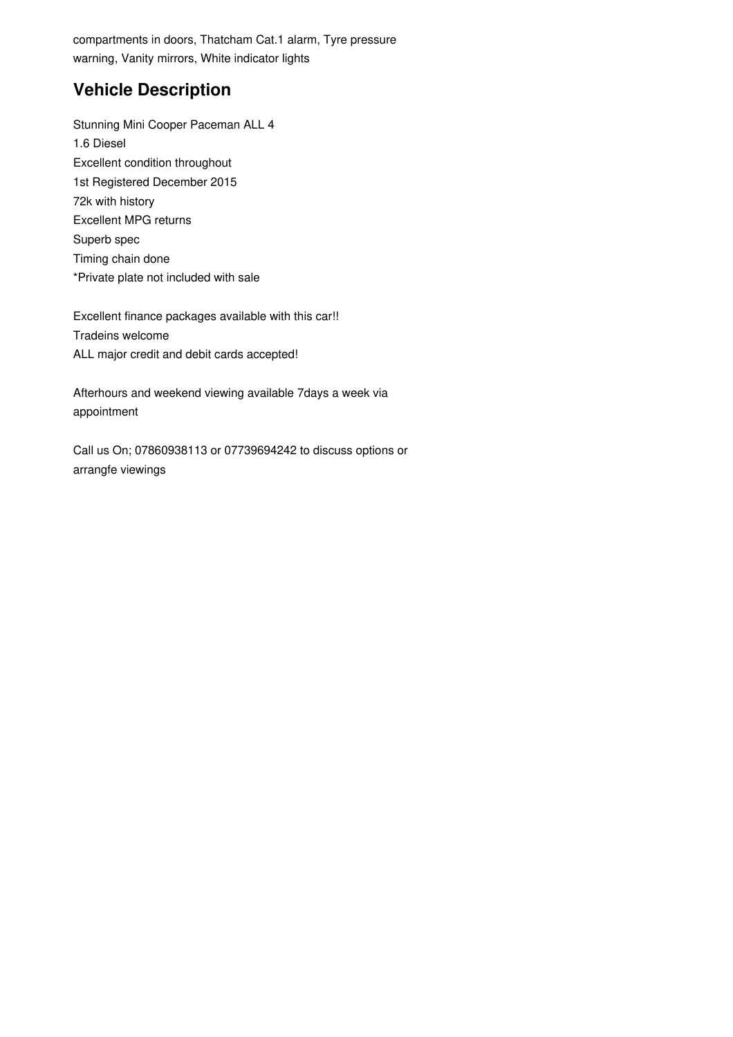compartments in doors, Thatcham Cat.1 alarm, Tyre pressure warning, Vanity mirrors, White indicator lights

## Vehicle Description

Stunning Mini Cooper Paceman ALL 4
1.6 Diesel
Excellent condition throughout
1st Registered December 2015
72k with history
Excellent MPG returns
Superb spec
Timing chain done
*Private plate not included with sale

Excellent finance packages available with this car!!
Tradeins welcome
ALL major credit and debit cards accepted!

Afterhours and weekend viewing available 7days a week via appointment

Call us On; 07860938113 or 07739694242 to discuss options or arrangfe viewings